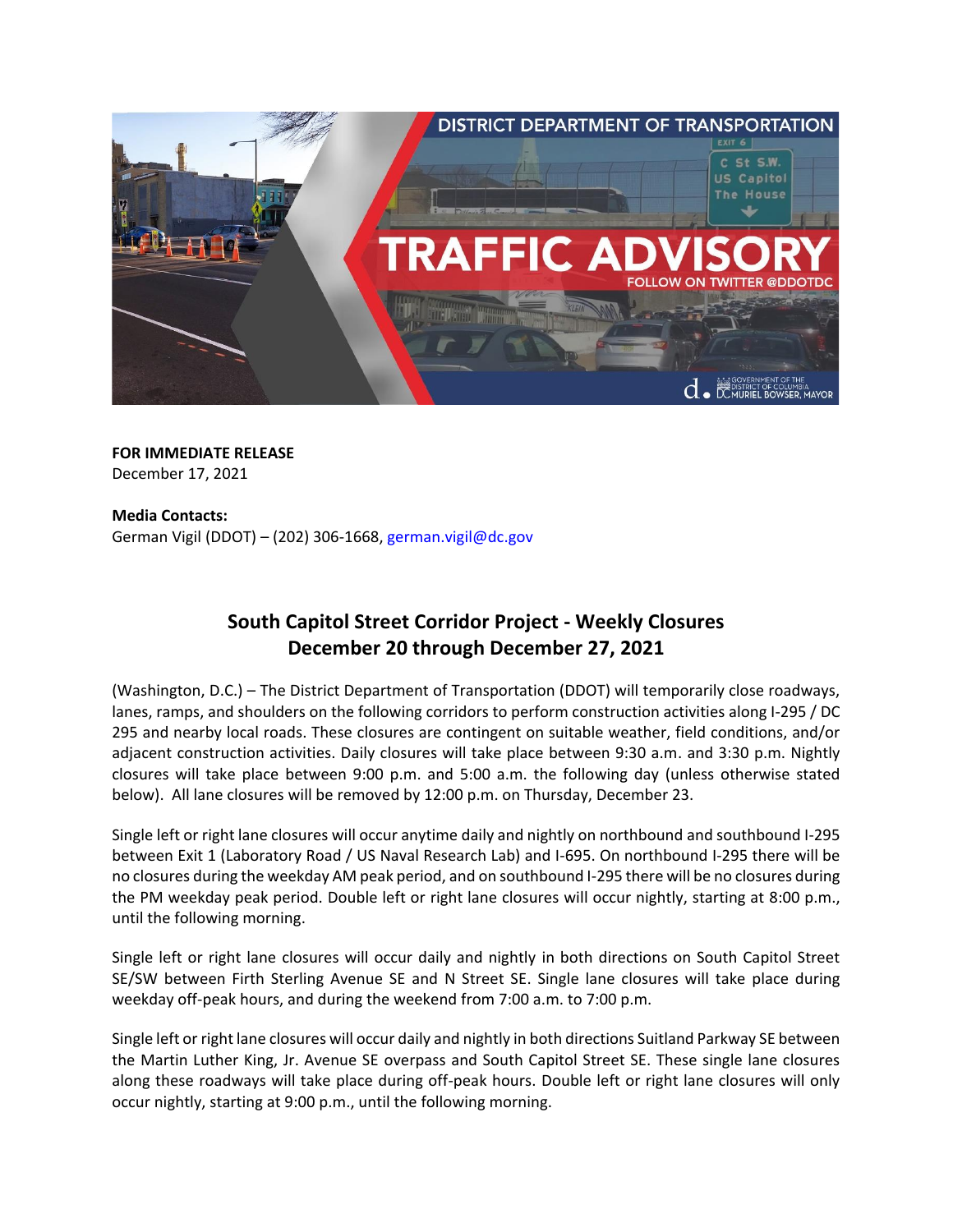**FOR IMMEDIATE RELEASE**
December 17, 2021

**Media Contacts:**
German Vigil (DDOT) – (202) 306-1668, german.vigil@dc.gov

## South Capitol Street Corridor Project - Weekly Closures
## December 20 through December 27, 2021

(Washington, D.C.) – The District Department of Transportation (DDOT) will temporarily close roadways, lanes, ramps, and shoulders on the following corridors to perform construction activities along I-295 / DC 295 and nearby local roads. These closures are contingent on suitable weather, field conditions, and/or adjacent construction activities. Daily closures will take place between 9:30 a.m. and 3:30 p.m. Nightly closures will take place between 9:00 p.m. and 5:00 a.m. the following day (unless otherwise stated below). All lane closures will be removed by 12:00 p.m. on Thursday, December 23.

Single left or right lane closures will occur anytime daily and nightly on northbound and southbound I-295 between Exit 1 (Laboratory Road / US Naval Research Lab) and I-695. On northbound I-295 there will be no closures during the weekday AM peak period, and on southbound I-295 there will be no closures during the PM weekday peak period. Double left or right lane closures will occur nightly, starting at 8:00 p.m., until the following morning.

Single left or right lane closures will occur daily and nightly in both directions on South Capitol Street SE/SW between Firth Sterling Avenue SE and N Street SE. Single lane closures will take place during weekday off-peak hours, and during the weekend from 7:00 a.m. to 7:00 p.m.

Single left or right lane closures will occur daily and nightly in both directions Suitland Parkway SE between the Martin Luther King, Jr. Avenue SE overpass and South Capitol Street SE. These single lane closures along these roadways will take place during off-peak hours. Double left or right lane closures will only occur nightly, starting at 9:00 p.m., until the following morning.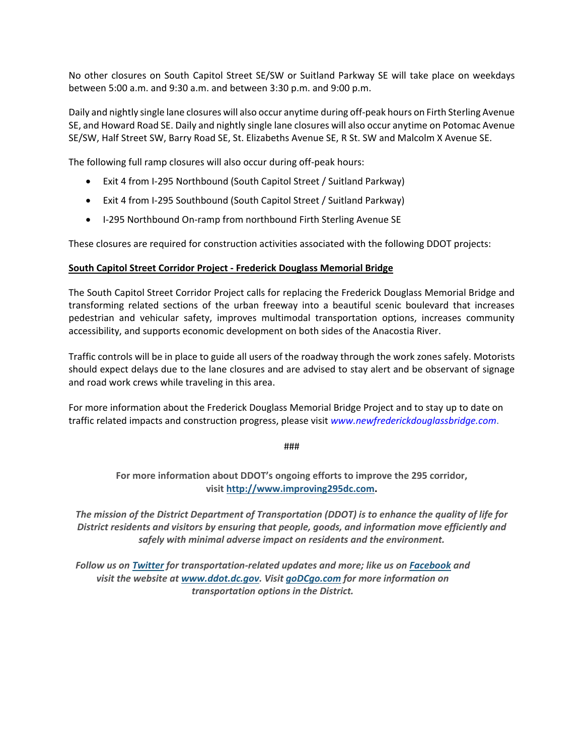No other closures on South Capitol Street SE/SW or Suitland Parkway SE will take place on weekdays between 5:00 a.m. and 9:30 a.m. and between 3:30 p.m. and 9:00 p.m.

Daily and nightly single lane closures will also occur anytime during off-peak hours on Firth Sterling Avenue SE, and Howard Road SE. Daily and nightly single lane closures will also occur anytime on Potomac Avenue SE/SW, Half Street SW, Barry Road SE, St. Elizabeths Avenue SE, R St. SW and Malcolm X Avenue SE.

The following full ramp closures will also occur during off-peak hours:

- Exit 4 from I-295 Northbound (South Capitol Street / Suitland Parkway)
- Exit 4 from I-295 Southbound (South Capitol Street / Suitland Parkway)
- I-295 Northbound On-ramp from northbound Firth Sterling Avenue SE

These closures are required for construction activities associated with the following DDOT projects:

**South Capitol Street Corridor Project - Frederick Douglass Memorial Bridge**

The South Capitol Street Corridor Project calls for replacing the Frederick Douglass Memorial Bridge and transforming related sections of the urban freeway into a beautiful scenic boulevard that increases pedestrian and vehicular safety, improves multimodal transportation options, increases community accessibility, and supports economic development on both sides of the Anacostia River.

Traffic controls will be in place to guide all users of the roadway through the work zones safely. Motorists should expect delays due to the lane closures and are advised to stay alert and be observant of signage and road work crews while traveling in this area.

For more information about the Frederick Douglass Memorial Bridge Project and to stay up to date on traffic related impacts and construction progress, please visit *www.newfrederickdouglassbridge.com*.

###

**For more information about DDOT's ongoing efforts to improve the 295 corridor, visit http://www.improving295dc.com.**

***The mission of the District Department of Transportation (DDOT) is to enhance the quality of life for District residents and visitors by ensuring that people, goods, and information move efficiently and safely with minimal adverse impact on residents and the environment.***

***Follow us on Twitter for transportation-related updates and more; like us on Facebook and visit the website at www.ddot.dc.gov. Visit goDCgo.com for more information on transportation options in the District.***